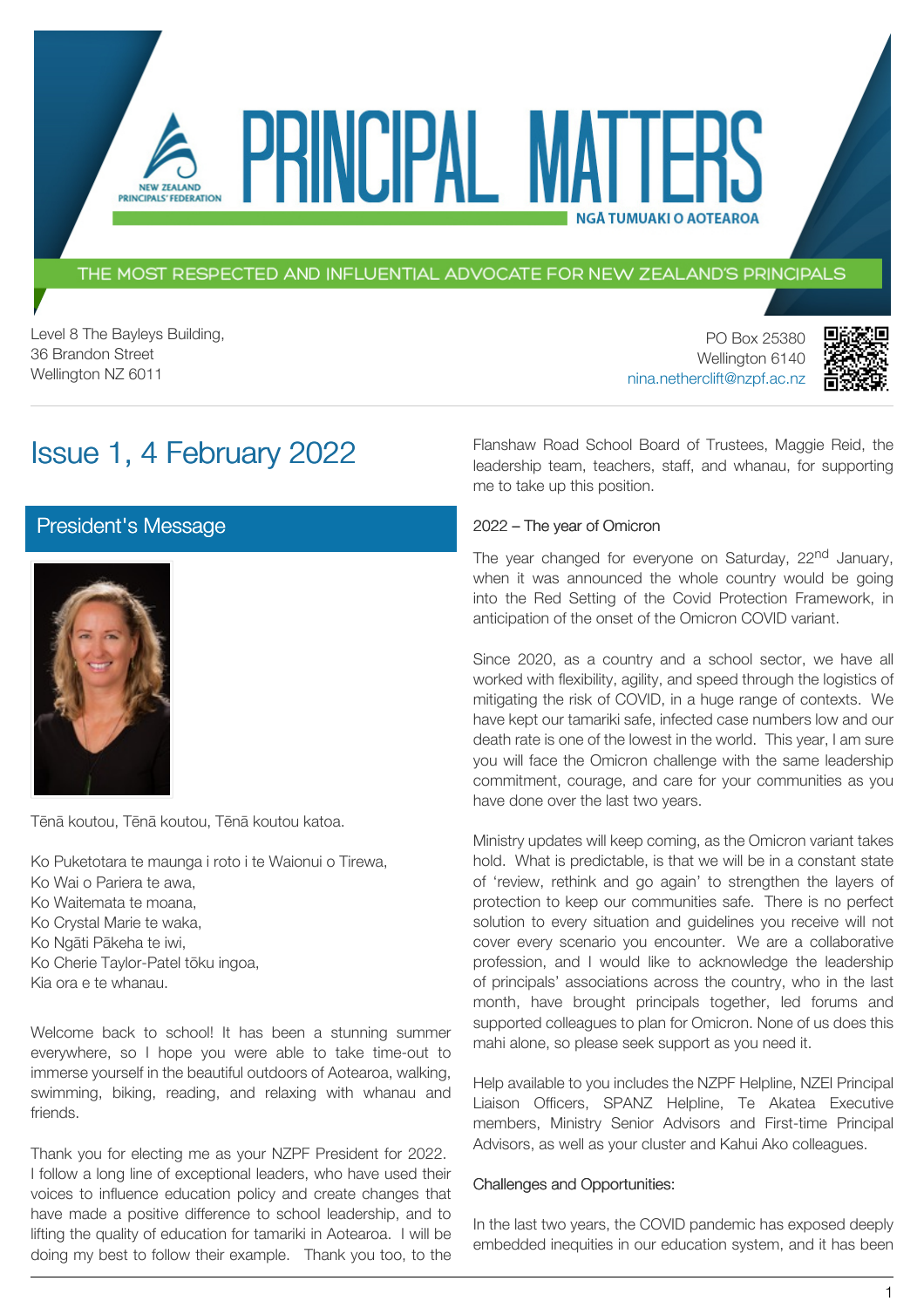# PRINCIPAL MATTERS

NEW ZEALAND PRINCIPALS' FEDERATION

NGĀ TUMUAKI O AOTEAROA

THE MOST RESPECTED AND INFLUENTIAL ADVOCATE FOR NEW ZEALAND'S PRINCIPALS

Level 8 The Bayleys Building,
36 Brandon Street
Wellington NZ 6011

PO Box 25380
Wellington 6140
nina.netherclift@nzpf.ac.nz

## Issue 1, 4 February 2022

### President's Message

Tēnā koutou, Tēnā koutou, Tēnā koutou katoa.

Ko Puketotara te maunga i roto i te Waionui o Tirewa,
Ko Wai o Pariera te awa,
Ko Waitemata te moana,
Ko Crystal Marie te waka,
Ko Ngāti Pākeha te iwi,
Ko Cherie Taylor-Patel tōku ingoa,
Kia ora e te whanau.

Welcome back to school! It has been a stunning summer everywhere, so I hope you were able to take time-out to immerse yourself in the beautiful outdoors of Aotearoa, walking, swimming, biking, reading, and relaxing with whanau and friends.

Thank you for electing me as your NZPF President for 2022. I follow a long line of exceptional leaders, who have used their voices to influence education policy and create changes that have made a positive difference to school leadership, and to lifting the quality of education for tamariki in Aotearoa. I will be doing my best to follow their example. Thank you too, to the Flanshaw Road School Board of Trustees, Maggie Reid, the leadership team, teachers, staff, and whanau, for supporting me to take up this position.

2022 – The year of Omicron

The year changed for everyone on Saturday, 22nd January, when it was announced the whole country would be going into the Red Setting of the Covid Protection Framework, in anticipation of the onset of the Omicron COVID variant.

Since 2020, as a country and a school sector, we have all worked with flexibility, agility, and speed through the logistics of mitigating the risk of COVID, in a huge range of contexts. We have kept our tamariki safe, infected case numbers low and our death rate is one of the lowest in the world. This year, I am sure you will face the Omicron challenge with the same leadership commitment, courage, and care for your communities as you have done over the last two years.

Ministry updates will keep coming, as the Omicron variant takes hold. What is predictable, is that we will be in a constant state of 'review, rethink and go again' to strengthen the layers of protection to keep our communities safe. There is no perfect solution to every situation and guidelines you receive will not cover every scenario you encounter. We are a collaborative profession, and I would like to acknowledge the leadership of principals' associations across the country, who in the last month, have brought principals together, led forums and supported colleagues to plan for Omicron. None of us does this mahi alone, so please seek support as you need it.

Help available to you includes the NZPF Helpline, NZEI Principal Liaison Officers, SPANZ Helpline, Te Akatea Executive members, Ministry Senior Advisors and First-time Principal Advisors, as well as your cluster and Kahui Ako colleagues.

Challenges and Opportunities:

In the last two years, the COVID pandemic has exposed deeply embedded inequities in our education system, and it has been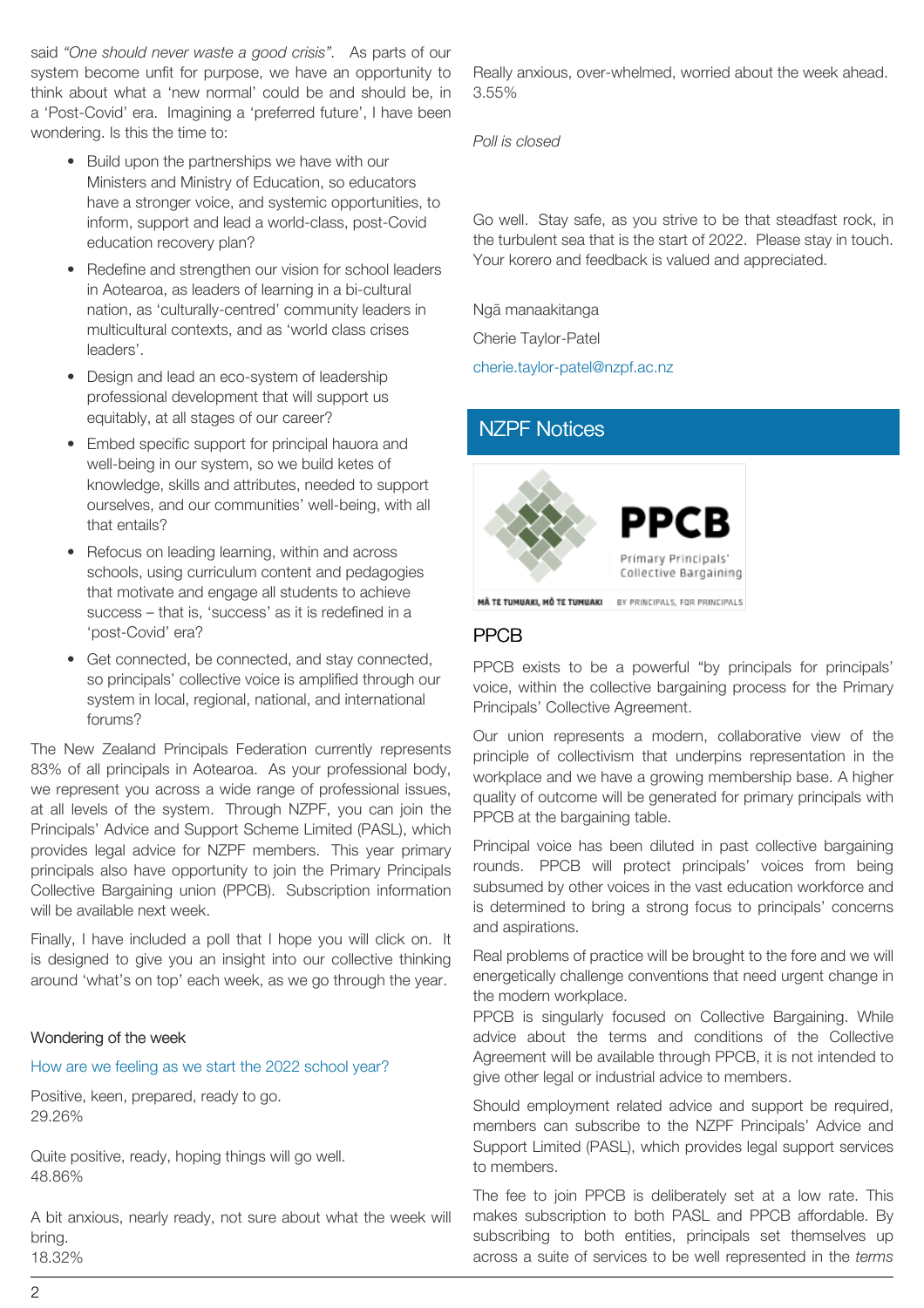said *"One should never waste a good crisis"*. As parts of our system become unfit for purpose, we have an opportunity to think about what a 'new normal' could be and should be, in a 'Post-Covid' era. Imagining a 'preferred future', I have been wondering. Is this the time to:

- Build upon the partnerships we have with our Ministers and Ministry of Education, so educators have a stronger voice, and systemic opportunities, to inform, support and lead a world-class, post-Covid education recovery plan?
- Redefine and strengthen our vision for school leaders in Aotearoa, as leaders of learning in a bi-cultural nation, as 'culturally-centred' community leaders in multicultural contexts, and as 'world class crises leaders'.
- Design and lead an eco-system of leadership professional development that will support us equitably, at all stages of our career?
- Embed specific support for principal hauora and well-being in our system, so we build ketes of knowledge, skills and attributes, needed to support ourselves, and our communities' well-being, with all that entails?
- Refocus on leading learning, within and across schools, using curriculum content and pedagogies that motivate and engage all students to achieve success – that is, 'success' as it is redefined in a 'post-Covid' era?
- Get connected, be connected, and stay connected, so principals' collective voice is amplified through our system in local, regional, national, and international forums?

The New Zealand Principals Federation currently represents 83% of all principals in Aotearoa. As your professional body, we represent you across a wide range of professional issues, at all levels of the system. Through NZPF, you can join the Principals' Advice and Support Scheme Limited (PASL), which provides legal advice for NZPF members. This year primary principals also have opportunity to join the Primary Principals Collective Bargaining union (PPCB). Subscription information will be available next week.

Finally, I have included a poll that I hope you will click on. It is designed to give you an insight into our collective thinking around 'what's on top' each week, as we go through the year.

### Wondering of the week

How are we feeling as we start the 2022 school year?

Positive, keen, prepared, ready to go.
29.26%

Quite positive, ready, hoping things will go well.
48.86%

A bit anxious, nearly ready, not sure about what the week will bring.
18.32%

Really anxious, over-whelmed, worried about the week ahead.
3.55%

*Poll is closed*

Go well. Stay safe, as you strive to be that steadfast rock, in the turbulent sea that is the start of 2022. Please stay in touch. Your korero and feedback is valued and appreciated.

Ngā manaakitanga

Cherie Taylor-Patel

cherie.taylor-patel@nzpf.ac.nz

## NZPF Notices

PPCB
Primary Principals' Collective Bargaining
MĀ TE TUMUAKI, MŌ TE TUMUAKI — BY PRINCIPALS, FOR PRINCIPALS

### PPCB

PPCB exists to be a powerful "by principals for principals' voice, within the collective bargaining process for the Primary Principals' Collective Agreement.

Our union represents a modern, collaborative view of the principle of collectivism that underpins representation in the workplace and we have a growing membership base. A higher quality of outcome will be generated for primary principals with PPCB at the bargaining table.

Principal voice has been diluted in past collective bargaining rounds. PPCB will protect principals' voices from being subsumed by other voices in the vast education workforce and is determined to bring a strong focus to principals' concerns and aspirations.

Real problems of practice will be brought to the fore and we will energetically challenge conventions that need urgent change in the modern workplace.

PPCB is singularly focused on Collective Bargaining. While advice about the terms and conditions of the Collective Agreement will be available through PPCB, it is not intended to give other legal or industrial advice to members.

Should employment related advice and support be required, members can subscribe to the NZPF Principals' Advice and Support Limited (PASL), which provides legal support services to members.

The fee to join PPCB is deliberately set at a low rate. This makes subscription to both PASL and PPCB affordable. By subscribing to both entities, principals set themselves up across a suite of services to be well represented in the *terms*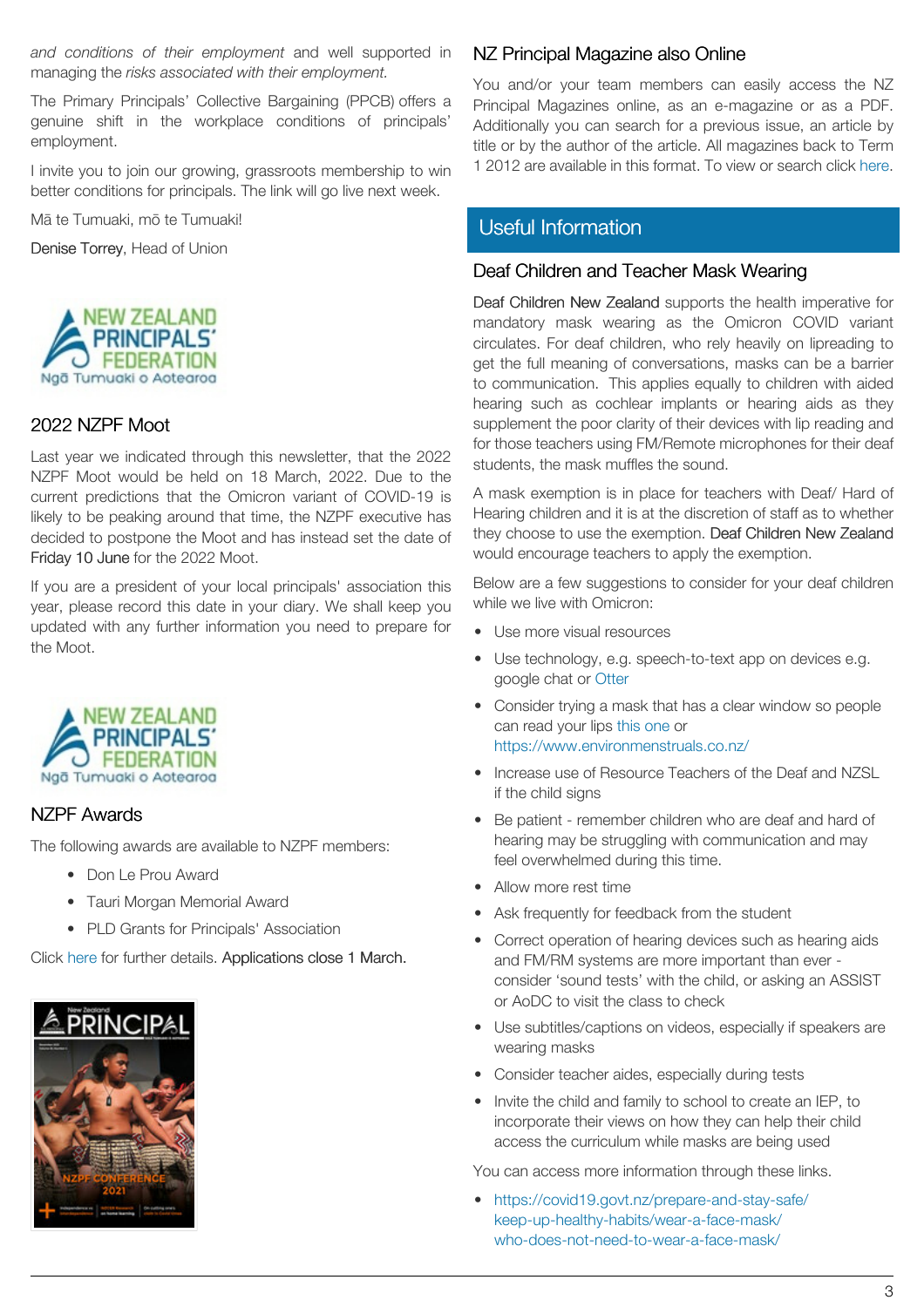*and conditions of their employment* and well supported in managing the *risks associated with their employment.*

The Primary Principals' Collective Bargaining (PPCB) offers a genuine shift in the workplace conditions of principals' employment.

I invite you to join our growing, grassroots membership to win better conditions for principals. The link will go live next week.

Mā te Tumuaki, mō te Tumuaki!

Denise Torrey, Head of Union

## 2022 NZPF Moot

Last year we indicated through this newsletter, that the 2022 NZPF Moot would be held on 18 March, 2022. Due to the current predictions that the Omicron variant of COVID-19 is likely to be peaking around that time, the NZPF executive has decided to postpone the Moot and has instead set the date of Friday 10 June for the 2022 Moot.

If you are a president of your local principals' association this year, please record this date in your diary. We shall keep you updated with any further information you need to prepare for the Moot.

## NZPF Awards

The following awards are available to NZPF members:

- Don Le Prou Award
- Tauri Morgan Memorial Award
- PLD Grants for Principals' Association

Click here for further details. Applications close 1 March.

## NZ Principal Magazine also Online

You and/or your team members can easily access the NZ Principal Magazines online, as an e-magazine or as a PDF. Additionally you can search for a previous issue, an article by title or by the author of the article. All magazines back to Term 1 2012 are available in this format. To view or search click here.

# Useful Information

## Deaf Children and Teacher Mask Wearing

Deaf Children New Zealand supports the health imperative for mandatory mask wearing as the Omicron COVID variant circulates. For deaf children, who rely heavily on lipreading to get the full meaning of conversations, masks can be a barrier to communication. This applies equally to children with aided hearing such as cochlear implants or hearing aids as they supplement the poor clarity of their devices with lip reading and for those teachers using FM/Remote microphones for their deaf students, the mask muffles the sound.

A mask exemption is in place for teachers with Deaf/ Hard of Hearing children and it is at the discretion of staff as to whether they choose to use the exemption. Deaf Children New Zealand would encourage teachers to apply the exemption.

Below are a few suggestions to consider for your deaf children while we live with Omicron:

- Use more visual resources
- Use technology, e.g. speech-to-text app on devices e.g. google chat or Otter
- Consider trying a mask that has a clear window so people can read your lips this one or https://www.environmenstruals.co.nz/
- Increase use of Resource Teachers of the Deaf and NZSL if the child signs
- Be patient - remember children who are deaf and hard of hearing may be struggling with communication and may feel overwhelmed during this time.
- Allow more rest time
- Ask frequently for feedback from the student
- Correct operation of hearing devices such as hearing aids and FM/RM systems are more important than ever - consider 'sound tests' with the child, or asking an ASSIST or AoDC to visit the class to check
- Use subtitles/captions on videos, especially if speakers are wearing masks
- Consider teacher aides, especially during tests
- Invite the child and family to school to create an IEP, to incorporate their views on how they can help their child access the curriculum while masks are being used

You can access more information through these links.

- https://covid19.govt.nz/prepare-and-stay-safe/keep-up-healthy-habits/wear-a-face-mask/who-does-not-need-to-wear-a-face-mask/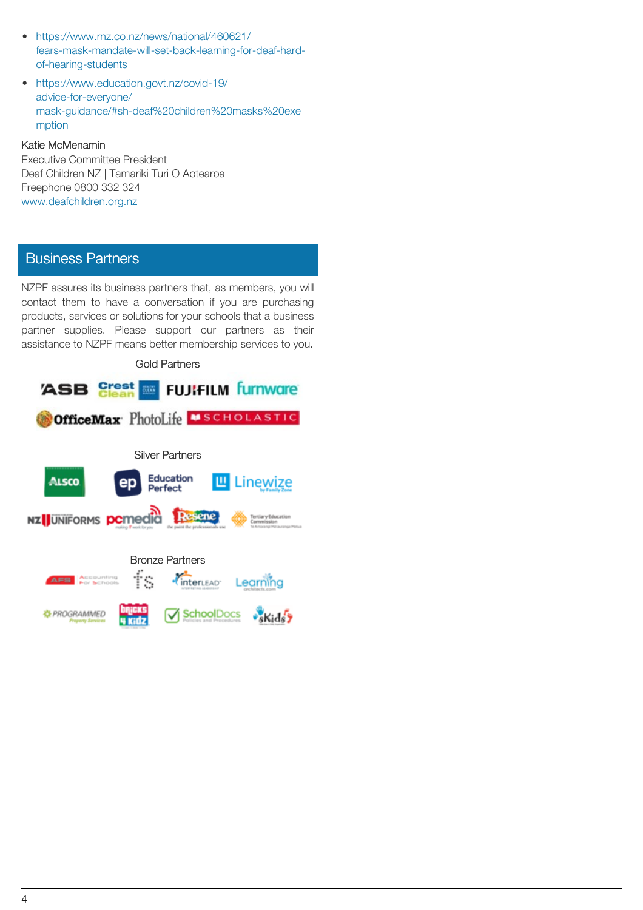- https://www.rnz.co.nz/news/national/460621/fears-mask-mandate-will-set-back-learning-for-deaf-hard-of-hearing-students
- https://www.education.govt.nz/covid-19/advice-for-everyone/mask-guidance/#sh-deaf%20children%20masks%20exemption

Katie McMenamin
Executive Committee President
Deaf Children NZ | Tamariki Turi O Aotearoa
Freephone 0800 332 324
www.deafchildren.org.nz

## Business Partners

NZPF assures its business partners that, as members, you will contact them to have a conversation if you are purchasing products, services or solutions for your schools that a business partner supplies. Please support our partners as their assistance to NZPF means better membership services to you.

Gold Partners

ASB  Crest Clean  FUJIFILM  furnware  OfficeMax  PhotoLife  SCHOLASTIC

Silver Partners

ALSCO  Education Perfect  Linewize  NZ UNIFORMS  pcmedia  Resene  Tertiary Education Commission

Bronze Partners

AFS Accounting For Schools  fs  interLEAD  Learning architects.com  PROGRAMMED Property Services  BRICKS 4 KIDZ  SchoolDocs Policies and Procedures  sKids